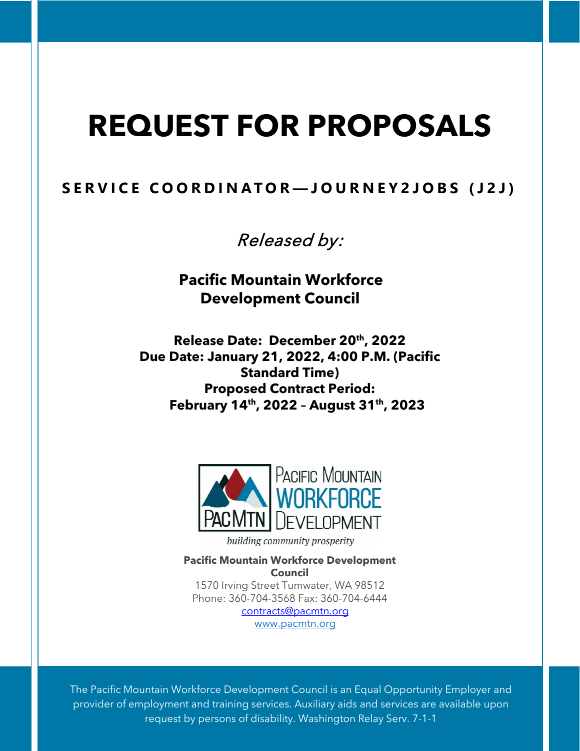# REQUEST FOR PROPOSALS

## SERVICE COORDINATOR—JOURNEY2JOBS (J2J)

*Released by:*

**Pacific Mountain Workforce Development Council**

**Release Date: December 20th, 2022**
**Due Date: January 21, 2022, 4:00 P.M. (Pacific Standard Time)**
**Proposed Contract Period:**
**February 14th, 2022 – August 31th, 2023**

PACIFIC MOUNTAIN WORKFORCE DEVELOPMENT
PACMTN
*building community prosperity*

**Pacific Mountain Workforce Development Council**
1570 Irving Street Tumwater, WA 98512
Phone: 360-704-3568 Fax: 360-704-6444
contracts@pacmtn.org
www.pacmtn.org

The Pacific Mountain Workforce Development Council is an Equal Opportunity Employer and provider of employment and training services. Auxiliary aids and services are available upon request by persons of disability. Washington Relay Serv. 7-1-1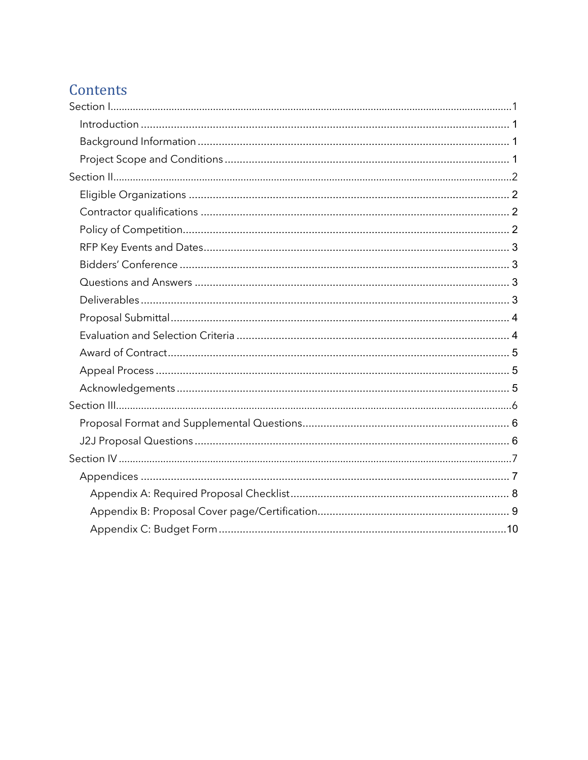# Contents

Section I.....1
- Introduction.....1
- Background Information.....1
- Project Scope and Conditions.....1

Section II.....2
- Eligible Organizations.....2
- Contractor qualifications.....2
- Policy of Competition.....2
- RFP Key Events and Dates.....3
- Bidders' Conference.....3
- Questions and Answers.....3
- Deliverables.....3
- Proposal Submittal.....4
- Evaluation and Selection Criteria.....4
- Award of Contract.....5
- Appeal Process.....5
- Acknowledgements.....5

Section III.....6
- Proposal Format and Supplemental Questions.....6
- J2J Proposal Questions.....6

Section IV.....7
- Appendices.....7
  - Appendix A: Required Proposal Checklist.....8
  - Appendix B: Proposal Cover page/Certification.....9
  - Appendix C: Budget Form.....10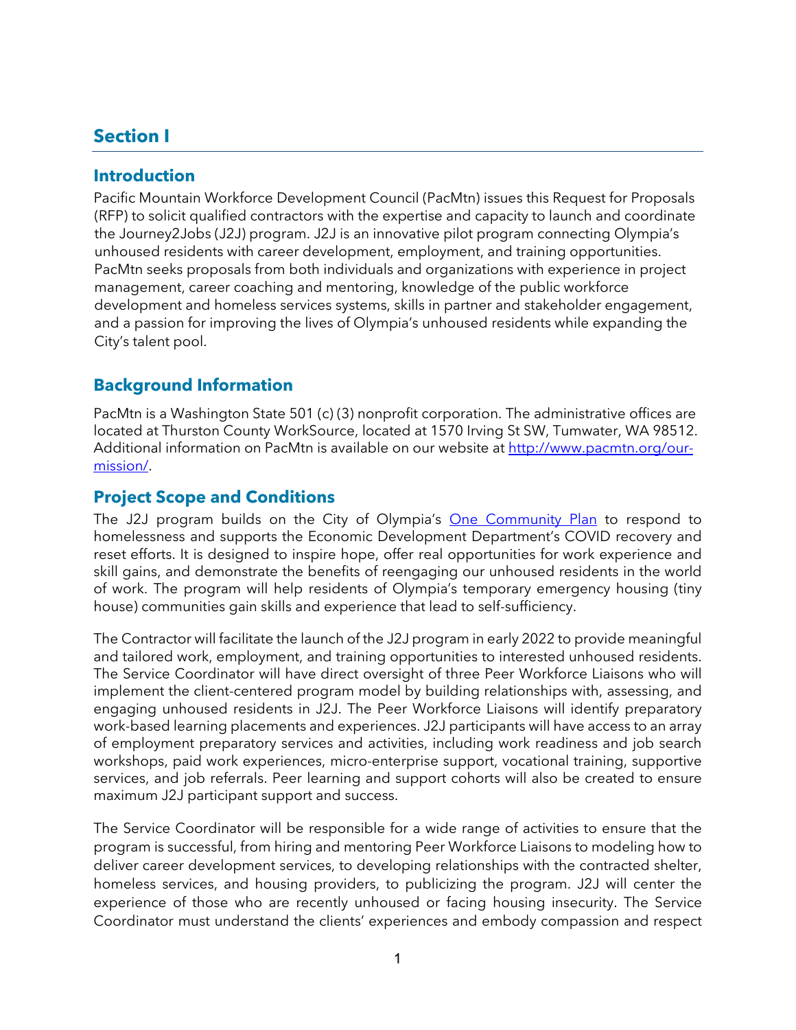# Section I

## Introduction

Pacific Mountain Workforce Development Council (PacMtn) issues this Request for Proposals (RFP) to solicit qualified contractors with the expertise and capacity to launch and coordinate the Journey2Jobs (J2J) program. J2J is an innovative pilot program connecting Olympia's unhoused residents with career development, employment, and training opportunities. PacMtn seeks proposals from both individuals and organizations with experience in project management, career coaching and mentoring, knowledge of the public workforce development and homeless services systems, skills in partner and stakeholder engagement, and a passion for improving the lives of Olympia's unhoused residents while expanding the City's talent pool.

## Background Information

PacMtn is a Washington State 501 (c) (3) nonprofit corporation. The administrative offices are located at Thurston County WorkSource, located at 1570 Irving St SW, Tumwater, WA 98512. Additional information on PacMtn is available on our website at [http://www.pacmtn.org/our-mission/](http://www.pacmtn.org/our-mission/).

## Project Scope and Conditions

The J2J program builds on the City of Olympia's One Community Plan to respond to homelessness and supports the Economic Development Department's COVID recovery and reset efforts. It is designed to inspire hope, offer real opportunities for work experience and skill gains, and demonstrate the benefits of reengaging our unhoused residents in the world of work. The program will help residents of Olympia's temporary emergency housing (tiny house) communities gain skills and experience that lead to self-sufficiency.

The Contractor will facilitate the launch of the J2J program in early 2022 to provide meaningful and tailored work, employment, and training opportunities to interested unhoused residents. The Service Coordinator will have direct oversight of three Peer Workforce Liaisons who will implement the client-centered program model by building relationships with, assessing, and engaging unhoused residents in J2J. The Peer Workforce Liaisons will identify preparatory work-based learning placements and experiences. J2J participants will have access to an array of employment preparatory services and activities, including work readiness and job search workshops, paid work experiences, micro-enterprise support, vocational training, supportive services, and job referrals. Peer learning and support cohorts will also be created to ensure maximum J2J participant support and success.

The Service Coordinator will be responsible for a wide range of activities to ensure that the program is successful, from hiring and mentoring Peer Workforce Liaisons to modeling how to deliver career development services, to developing relationships with the contracted shelter, homeless services, and housing providers, to publicizing the program. J2J will center the experience of those who are recently unhoused or facing housing insecurity. The Service Coordinator must understand the clients' experiences and embody compassion and respect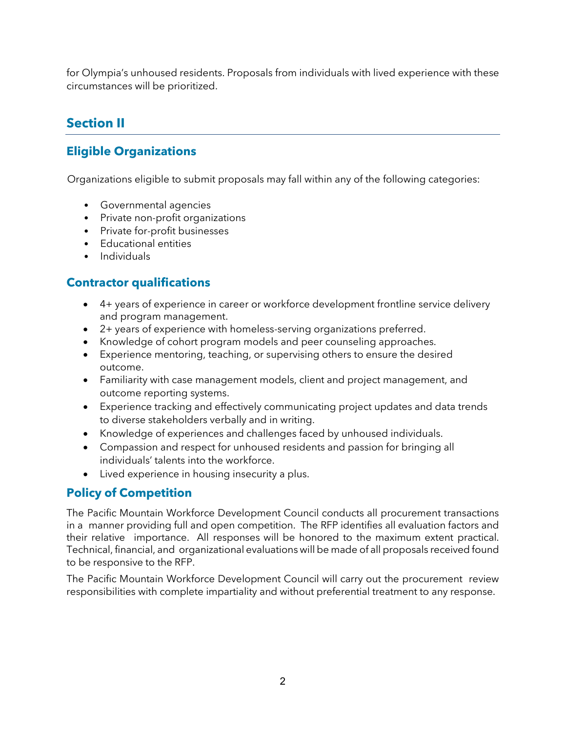for Olympia's unhoused residents. Proposals from individuals with lived experience with these circumstances will be prioritized.

## Section II

### Eligible Organizations

Organizations eligible to submit proposals may fall within any of the following categories:

- Governmental agencies
- Private non-profit organizations
- Private for-profit businesses
- Educational entities
- Individuals

### Contractor qualifications

- 4+ years of experience in career or workforce development frontline service delivery and program management.
- 2+ years of experience with homeless-serving organizations preferred.
- Knowledge of cohort program models and peer counseling approaches.
- Experience mentoring, teaching, or supervising others to ensure the desired outcome.
- Familiarity with case management models, client and project management, and outcome reporting systems.
- Experience tracking and effectively communicating project updates and data trends to diverse stakeholders verbally and in writing.
- Knowledge of experiences and challenges faced by unhoused individuals.
- Compassion and respect for unhoused residents and passion for bringing all individuals' talents into the workforce.
- Lived experience in housing insecurity a plus.

### Policy of Competition

The Pacific Mountain Workforce Development Council conducts all procurement transactions in a manner providing full and open competition. The RFP identifies all evaluation factors and their relative importance. All responses will be honored to the maximum extent practical. Technical, financial, and organizational evaluations will be made of all proposals received found to be responsive to the RFP.

The Pacific Mountain Workforce Development Council will carry out the procurement review responsibilities with complete impartiality and without preferential treatment to any response.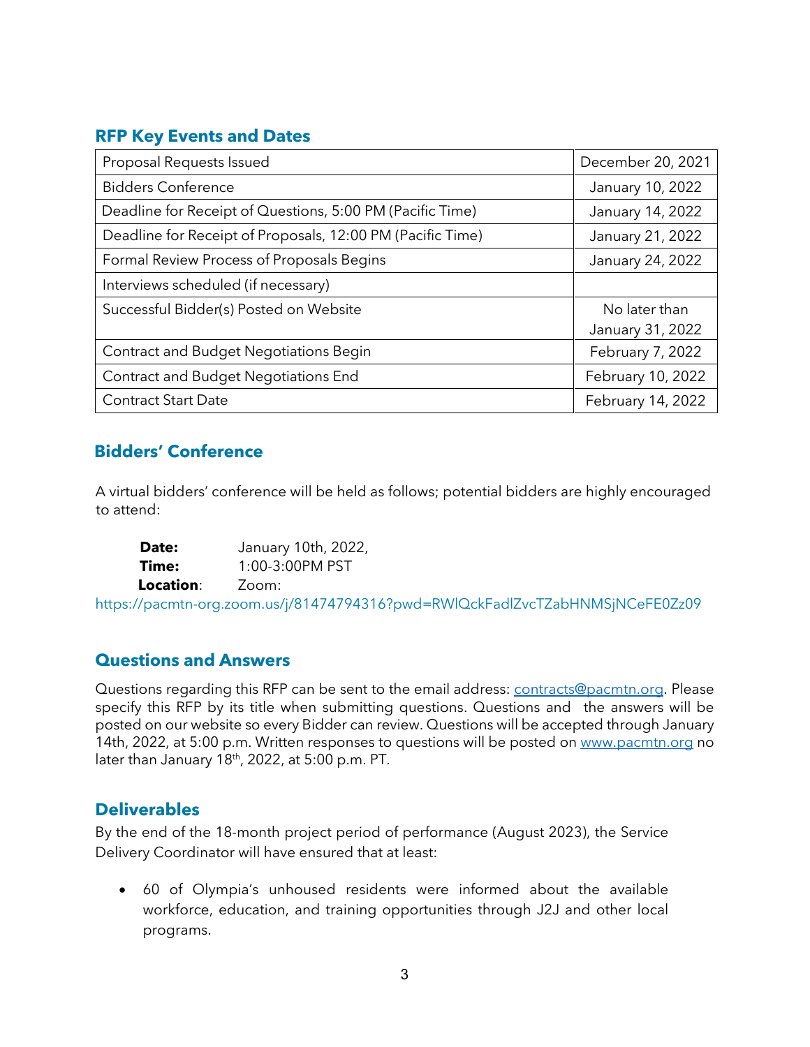## RFP Key Events and Dates

| Event | Date |
|---|---|
| Proposal Requests Issued | December 20, 2021 |
| Bidders Conference | January 10, 2022 |
| Deadline for Receipt of Questions, 5:00 PM (Pacific Time) | January 14, 2022 |
| Deadline for Receipt of Proposals, 12:00 PM (Pacific Time) | January 21, 2022 |
| Formal Review Process of Proposals Begins | January 24, 2022 |
| Interviews scheduled (if necessary) | |
| Successful Bidder(s) Posted on Website | No later than January 31, 2022 |
| Contract and Budget Negotiations Begin | February 7, 2022 |
| Contract and Budget Negotiations End | February 10, 2022 |
| Contract Start Date | February 14, 2022 |

## Bidders' Conference

A virtual bidders' conference will be held as follows; potential bidders are highly encouraged to attend:

**Date:** January 10th, 2022,
**Time:** 1:00-3:00PM PST
**Location**: Zoom:
https://pacmtn-org.zoom.us/j/81474794316?pwd=RWlQckFadlZvcTZabHNMSjNCeFE0Zz09

## Questions and Answers

Questions regarding this RFP can be sent to the email address: contracts@pacmtn.org. Please specify this RFP by its title when submitting questions. Questions and the answers will be posted on our website so every Bidder can review. Questions will be accepted through January 14th, 2022, at 5:00 p.m. Written responses to questions will be posted on www.pacmtn.org no later than January 18th, 2022, at 5:00 p.m. PT.

## Deliverables

By the end of the 18-month project period of performance (August 2023), the Service Delivery Coordinator will have ensured that at least:

- 60 of Olympia's unhoused residents were informed about the available workforce, education, and training opportunities through J2J and other local programs.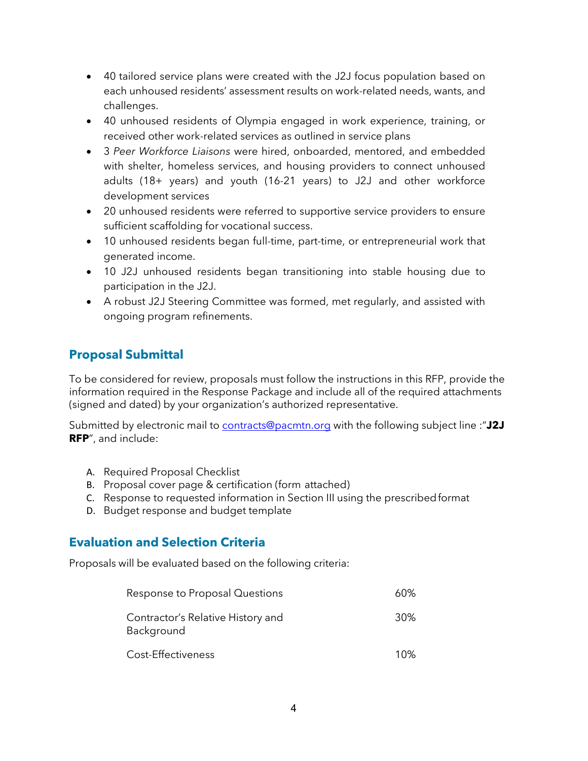- 40 tailored service plans were created with the J2J focus population based on each unhoused residents' assessment results on work-related needs, wants, and challenges.
- 40 unhoused residents of Olympia engaged in work experience, training, or received other work-related services as outlined in service plans
- 3 *Peer Workforce Liaisons* were hired, onboarded, mentored, and embedded with shelter, homeless services, and housing providers to connect unhoused adults (18+ years) and youth (16-21 years) to J2J and other workforce development services
- 20 unhoused residents were referred to supportive service providers to ensure sufficient scaffolding for vocational success.
- 10 unhoused residents began full-time, part-time, or entrepreneurial work that generated income.
- 10 J2J unhoused residents began transitioning into stable housing due to participation in the J2J.
- A robust J2J Steering Committee was formed, met regularly, and assisted with ongoing program refinements.

## Proposal Submittal

To be considered for review, proposals must follow the instructions in this RFP, provide the information required in the Response Package and include all of the required attachments (signed and dated) by your organization's authorized representative.

Submitted by electronic mail to contracts@pacmtn.org with the following subject line :"**J2J RFP**", and include:

A. Required Proposal Checklist
B. Proposal cover page & certification (form attached)
C. Response to requested information in Section III using the prescribed format
D. Budget response and budget template

## Evaluation and Selection Criteria

Proposals will be evaluated based on the following criteria:

| | |
|---|---|
| Response to Proposal Questions | 60% |
| Contractor's Relative History and Background | 30% |
| Cost-Effectiveness | 10% |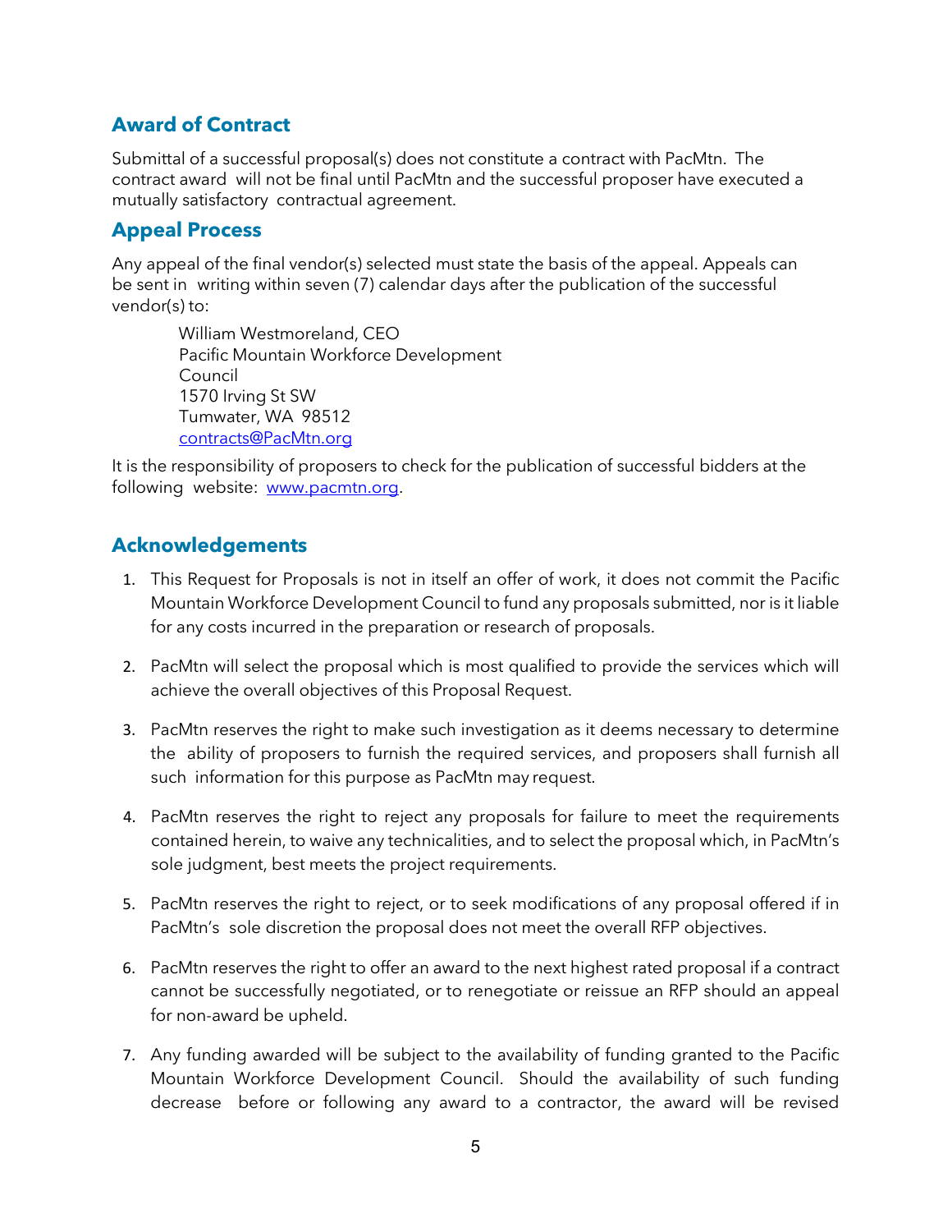## Award of Contract

Submittal of a successful proposal(s) does not constitute a contract with PacMtn. The contract award will not be final until PacMtn and the successful proposer have executed a mutually satisfactory contractual agreement.

## Appeal Process

Any appeal of the final vendor(s) selected must state the basis of the appeal. Appeals can be sent in writing within seven (7) calendar days after the publication of the successful vendor(s) to:

William Westmoreland, CEO
Pacific Mountain Workforce Development Council
1570 Irving St SW
Tumwater, WA 98512
contracts@PacMtn.org

It is the responsibility of proposers to check for the publication of successful bidders at the following website: www.pacmtn.org.

## Acknowledgements

1. This Request for Proposals is not in itself an offer of work, it does not commit the Pacific Mountain Workforce Development Council to fund any proposals submitted, nor is it liable for any costs incurred in the preparation or research of proposals.
2. PacMtn will select the proposal which is most qualified to provide the services which will achieve the overall objectives of this Proposal Request.
3. PacMtn reserves the right to make such investigation as it deems necessary to determine the ability of proposers to furnish the required services, and proposers shall furnish all such information for this purpose as PacMtn may request.
4. PacMtn reserves the right to reject any proposals for failure to meet the requirements contained herein, to waive any technicalities, and to select the proposal which, in PacMtn's sole judgment, best meets the project requirements.
5. PacMtn reserves the right to reject, or to seek modifications of any proposal offered if in PacMtn's sole discretion the proposal does not meet the overall RFP objectives.
6. PacMtn reserves the right to offer an award to the next highest rated proposal if a contract cannot be successfully negotiated, or to renegotiate or reissue an RFP should an appeal for non-award be upheld.
7. Any funding awarded will be subject to the availability of funding granted to the Pacific Mountain Workforce Development Council. Should the availability of such funding decrease before or following any award to a contractor, the award will be revised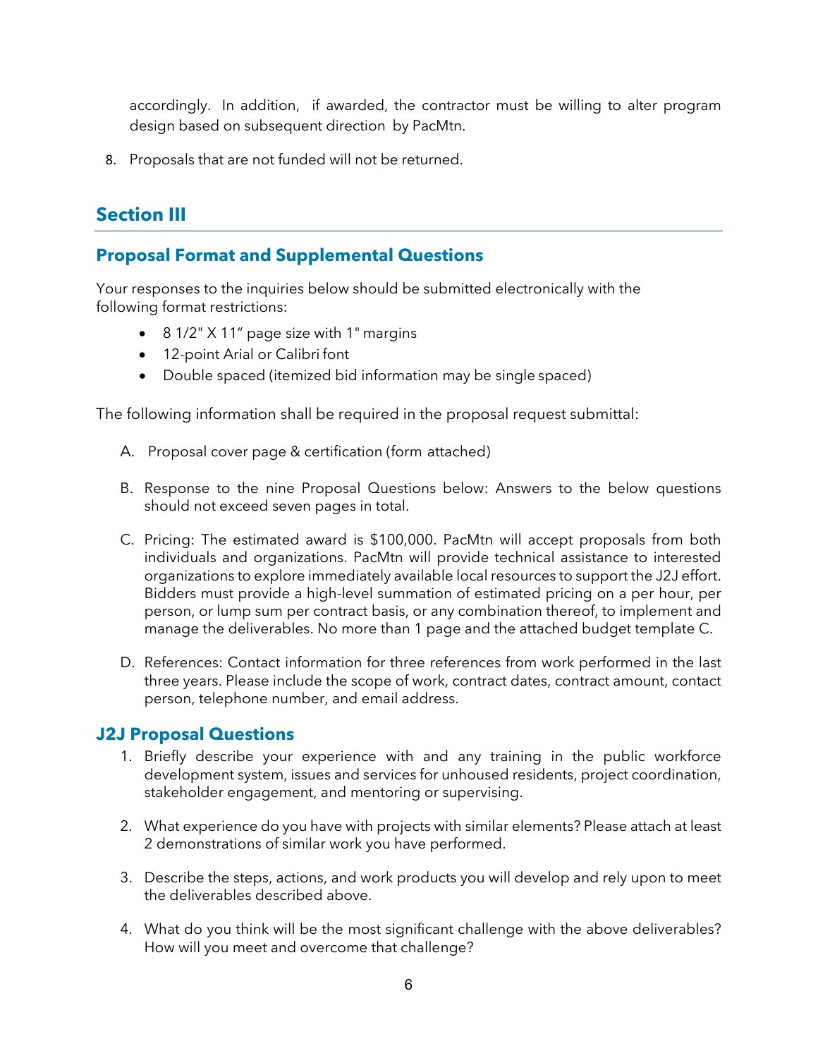accordingly. In addition, if awarded, the contractor must be willing to alter program design based on subsequent direction by PacMtn.

8. Proposals that are not funded will not be returned.

## Section III

### Proposal Format and Supplemental Questions

Your responses to the inquiries below should be submitted electronically with the following format restrictions:

- 8 1/2" X 11" page size with 1" margins
- 12-point Arial or Calibri font
- Double spaced (itemized bid information may be single spaced)

The following information shall be required in the proposal request submittal:

A. Proposal cover page & certification (form attached)

B. Response to the nine Proposal Questions below: Answers to the below questions should not exceed seven pages in total.

C. Pricing: The estimated award is $100,000. PacMtn will accept proposals from both individuals and organizations. PacMtn will provide technical assistance to interested organizations to explore immediately available local resources to support the J2J effort. Bidders must provide a high-level summation of estimated pricing on a per hour, per person, or lump sum per contract basis, or any combination thereof, to implement and manage the deliverables. No more than 1 page and the attached budget template C.

D. References: Contact information for three references from work performed in the last three years. Please include the scope of work, contract dates, contract amount, contact person, telephone number, and email address.

### J2J Proposal Questions

1. Briefly describe your experience with and any training in the public workforce development system, issues and services for unhoused residents, project coordination, stakeholder engagement, and mentoring or supervising.

2. What experience do you have with projects with similar elements? Please attach at least 2 demonstrations of similar work you have performed.

3. Describe the steps, actions, and work products you will develop and rely upon to meet the deliverables described above.

4. What do you think will be the most significant challenge with the above deliverables? How will you meet and overcome that challenge?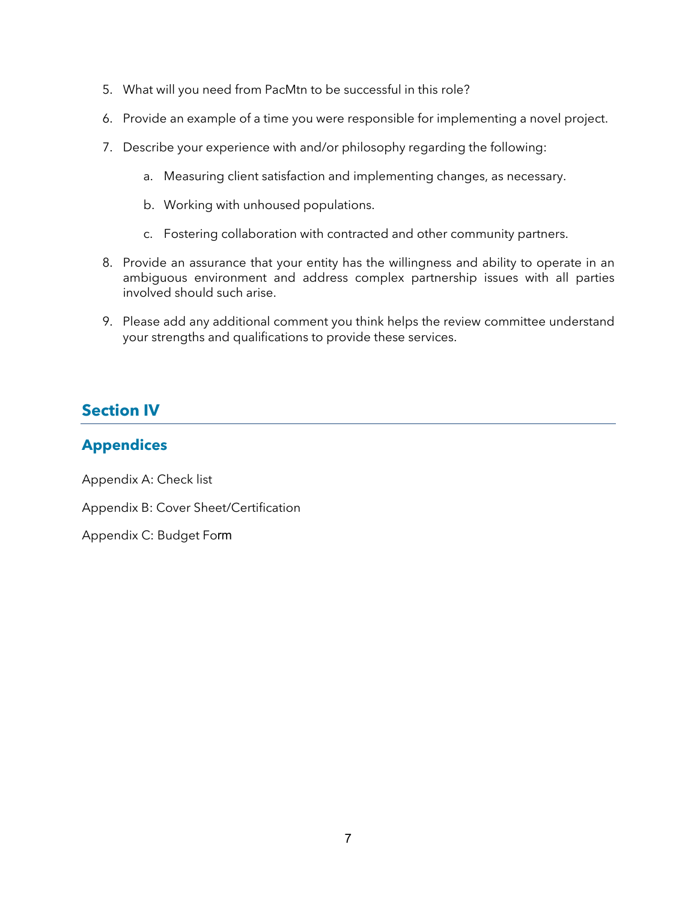5. What will you need from PacMtn to be successful in this role?

6. Provide an example of a time you were responsible for implementing a novel project.

7. Describe your experience with and/or philosophy regarding the following:

    a. Measuring client satisfaction and implementing changes, as necessary.

    b. Working with unhoused populations.

    c. Fostering collaboration with contracted and other community partners.

8. Provide an assurance that your entity has the willingness and ability to operate in an ambiguous environment and address complex partnership issues with all parties involved should such arise.

9. Please add any additional comment you think helps the review committee understand your strengths and qualifications to provide these services.

## Section IV

## Appendices

Appendix A: Check list

Appendix B: Cover Sheet/Certification

Appendix C: Budget Form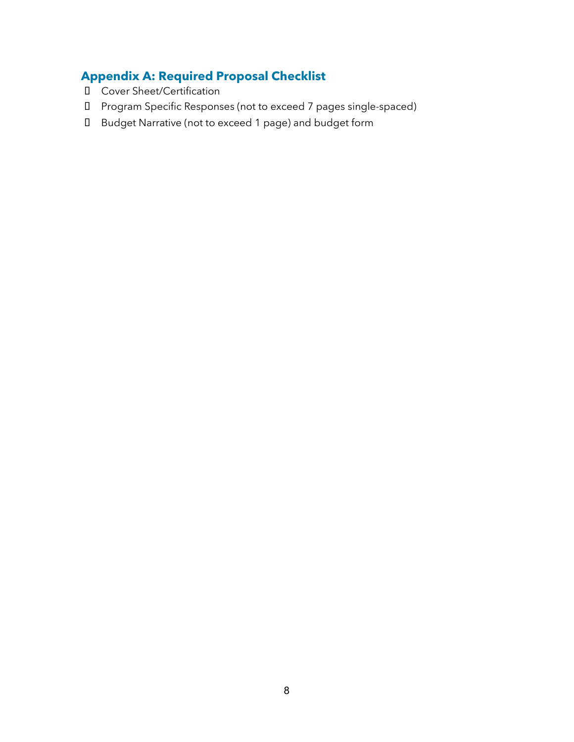## Appendix A: Required Proposal Checklist

- Cover Sheet/Certification
- Program Specific Responses (not to exceed 7 pages single-spaced)
- Budget Narrative (not to exceed 1 page) and budget form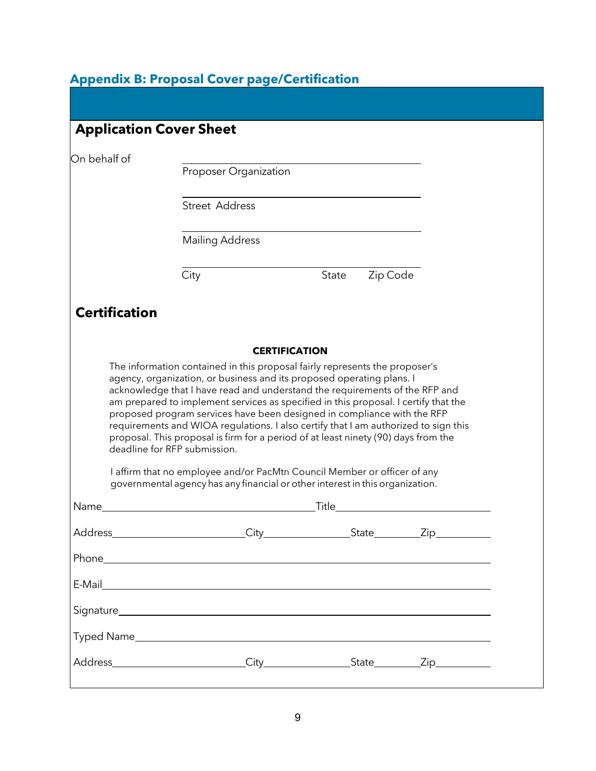## Appendix B: Proposal Cover page/Certification

### Application Cover Sheet

On behalf of

______________________________
Proposer Organization

______________________________
Street Address

______________________________
Mailing Address

______________________________
City State Zip Code

### Certification

**CERTIFICATION**

The information contained in this proposal fairly represents the proposer's agency, organization, or business and its proposed operating plans. I acknowledge that I have read and understand the requirements of the RFP and am prepared to implement services as specified in this proposal. I certify that the proposed program services have been designed in compliance with the RFP requirements and WIOA regulations. I also certify that I am authorized to sign this proposal. This proposal is firm for a period of at least ninety (90) days from the deadline for RFP submission.

I affirm that no employee and/or PacMtn Council Member or officer of any governmental agency has any financial or other interest in this organization.

Name______________________________Title______________________________

Address______________________City______________State________Zip__________

Phone______________________________________________________________

E-Mail______________________________________________________________

Signature____________________________________________________________

Typed Name__________________________________________________________

Address______________________City______________State________Zip__________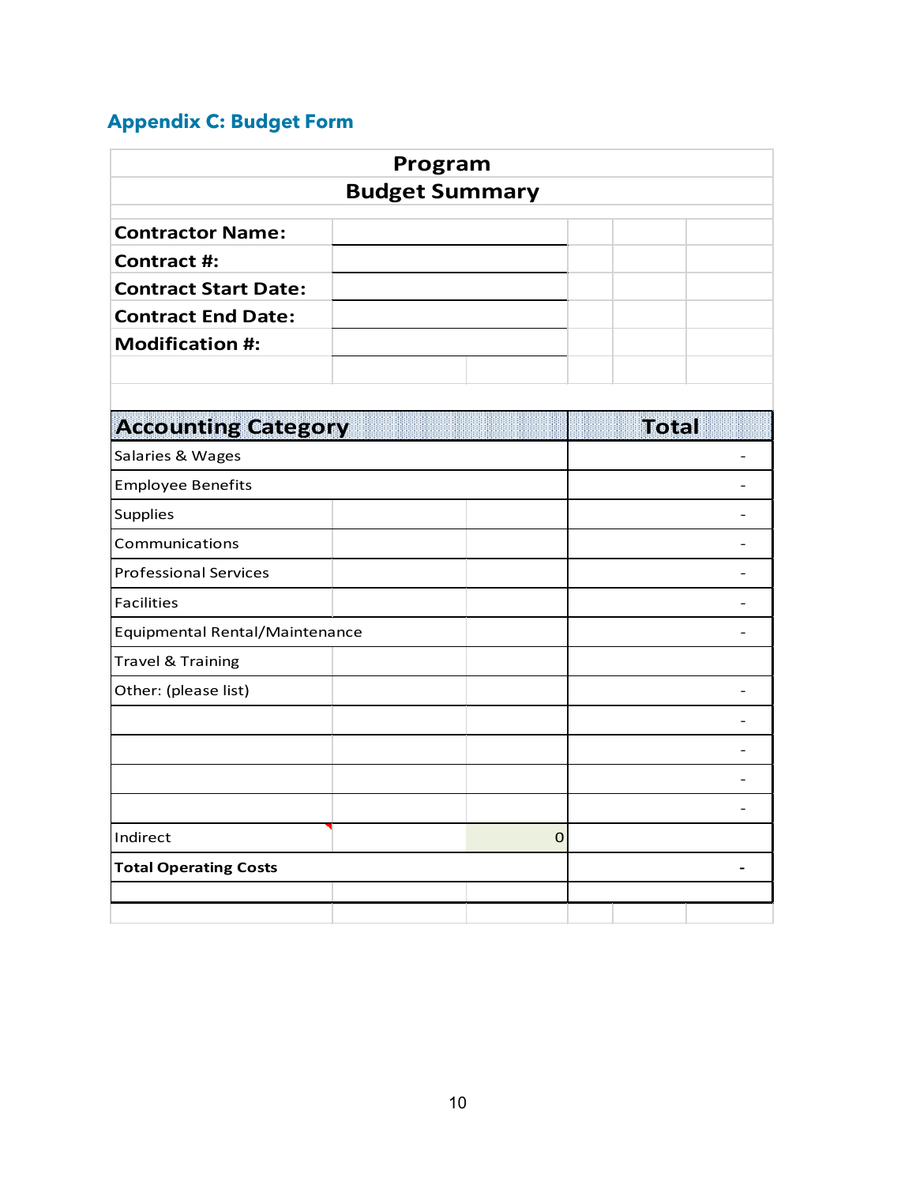## Appendix C: Budget Form

| Program<br>Budget Summary | |
|---|---|
| **Contractor Name:** | |
| **Contract #:** | |
| **Contract Start Date:** | |
| **Contract End Date:** | |
| **Modification #:** | |

| Accounting Category | | | Total |
|---|---|---|---|
| Salaries & Wages | | | - |
| Employee Benefits | | | - |
| Supplies | | | - |
| Communications | | | - |
| Professional Services | | | - |
| Facilities | | | - |
| Equipmental Rental/Maintenance | | | - |
| Travel & Training | | | |
| Other: (please list) | | | - |
| | | | - |
| | | | - |
| | | | - |
| | | | - |
| Indirect | | 0 | |
| **Total Operating Costs** | | | **-** |